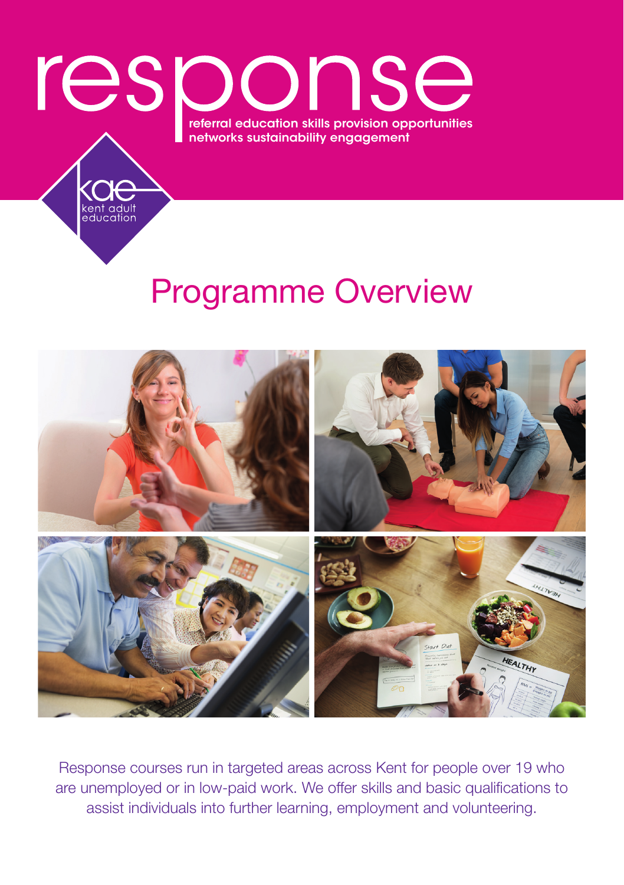# response

**referral education skills provision opportunities networks sustainability engagement**

kae
kent adult education

## Programme Overview

Response courses run in targeted areas across Kent for people over 19 who are unemployed or in low-paid work. We offer skills and basic qualifications to assist individuals into further learning, employment and volunteering.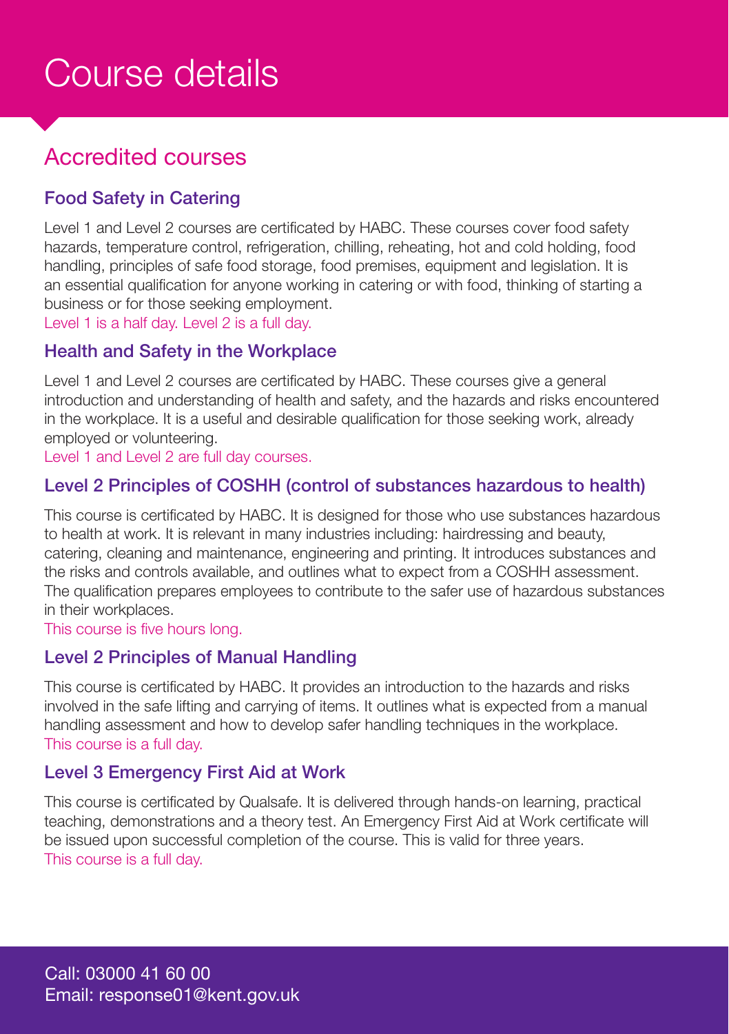# Course details

## Accredited courses

### Food Safety in Catering

Level 1 and Level 2 courses are certificated by HABC. These courses cover food safety hazards, temperature control, refrigeration, chilling, reheating, hot and cold holding, food handling, principles of safe food storage, food premises, equipment and legislation. It is an essential qualification for anyone working in catering or with food, thinking of starting a business or for those seeking employment.
Level 1 is a half day. Level 2 is a full day.

### Health and Safety in the Workplace

Level 1 and Level 2 courses are certificated by HABC. These courses give a general introduction and understanding of health and safety, and the hazards and risks encountered in the workplace. It is a useful and desirable qualification for those seeking work, already employed or volunteering.
Level 1 and Level 2 are full day courses.

### Level 2 Principles of COSHH (control of substances hazardous to health)

This course is certificated by HABC. It is designed for those who use substances hazardous to health at work. It is relevant in many industries including: hairdressing and beauty, catering, cleaning and maintenance, engineering and printing. It introduces substances and the risks and controls available, and outlines what to expect from a COSHH assessment. The qualification prepares employees to contribute to the safer use of hazardous substances in their workplaces.
This course is five hours long.

### Level 2 Principles of Manual Handling

This course is certificated by HABC. It provides an introduction to the hazards and risks involved in the safe lifting and carrying of items. It outlines what is expected from a manual handling assessment and how to develop safer handling techniques in the workplace.
This course is a full day.

### Level 3 Emergency First Aid at Work

This course is certificated by Qualsafe. It is delivered through hands-on learning, practical teaching, demonstrations and a theory test. An Emergency First Aid at Work certificate will be issued upon successful completion of the course. This is valid for three years.
This course is a full day.

Call: 03000 41 60 00
Email: response01@kent.gov.uk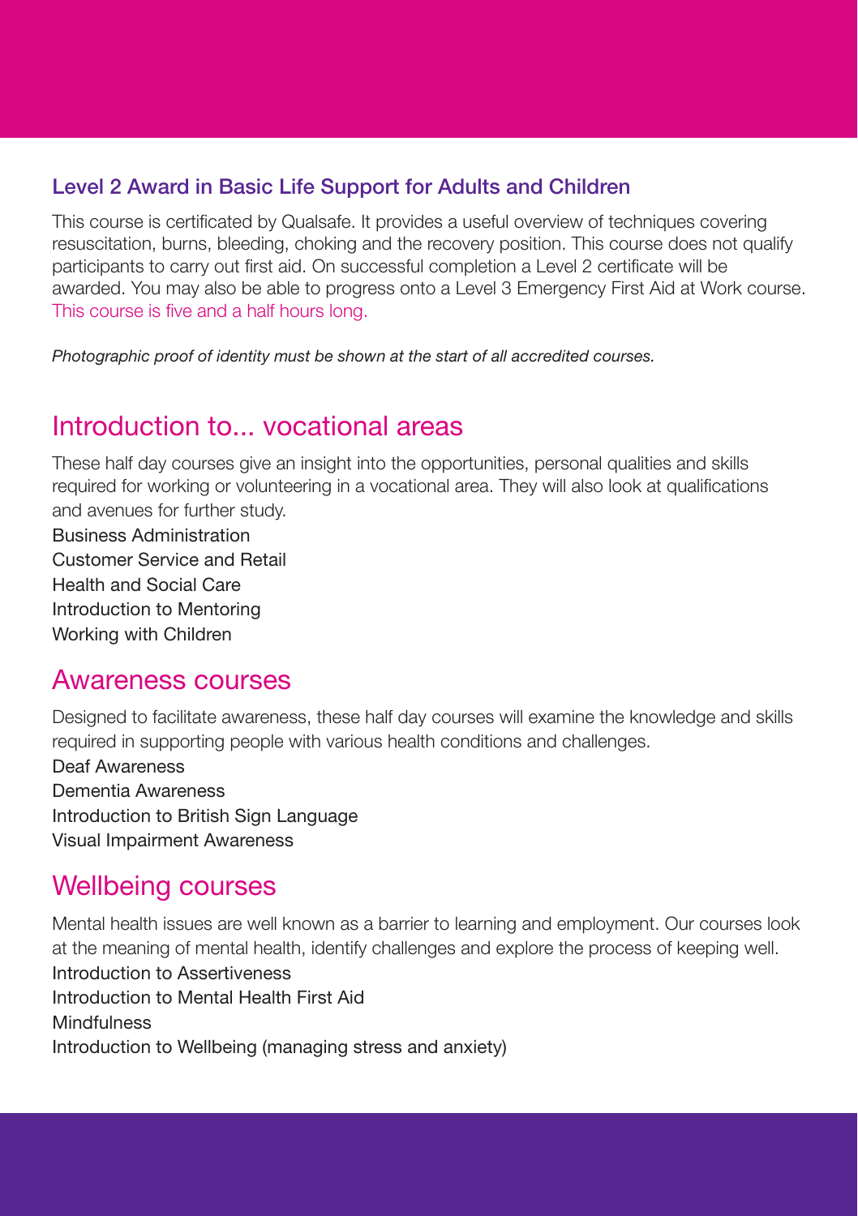### Level 2 Award in Basic Life Support for Adults and Children

This course is certificated by Qualsafe. It provides a useful overview of techniques covering resuscitation, burns, bleeding, choking and the recovery position. This course does not qualify participants to carry out first aid. On successful completion a Level 2 certificate will be awarded. You may also be able to progress onto a Level 3 Emergency First Aid at Work course. This course is five and a half hours long.

*Photographic proof of identity must be shown at the start of all accredited courses.*

## Introduction to... vocational areas

These half day courses give an insight into the opportunities, personal qualities and skills required for working or volunteering in a vocational area. They will also look at qualifications and avenues for further study.

Business Administration
Customer Service and Retail
Health and Social Care
Introduction to Mentoring
Working with Children

## Awareness courses

Designed to facilitate awareness, these half day courses will examine the knowledge and skills required in supporting people with various health conditions and challenges.

Deaf Awareness
Dementia Awareness
Introduction to British Sign Language
Visual Impairment Awareness

## Wellbeing courses

Mental health issues are well known as a barrier to learning and employment. Our courses look at the meaning of mental health, identify challenges and explore the process of keeping well.

Introduction to Assertiveness
Introduction to Mental Health First Aid
Mindfulness
Introduction to Wellbeing (managing stress and anxiety)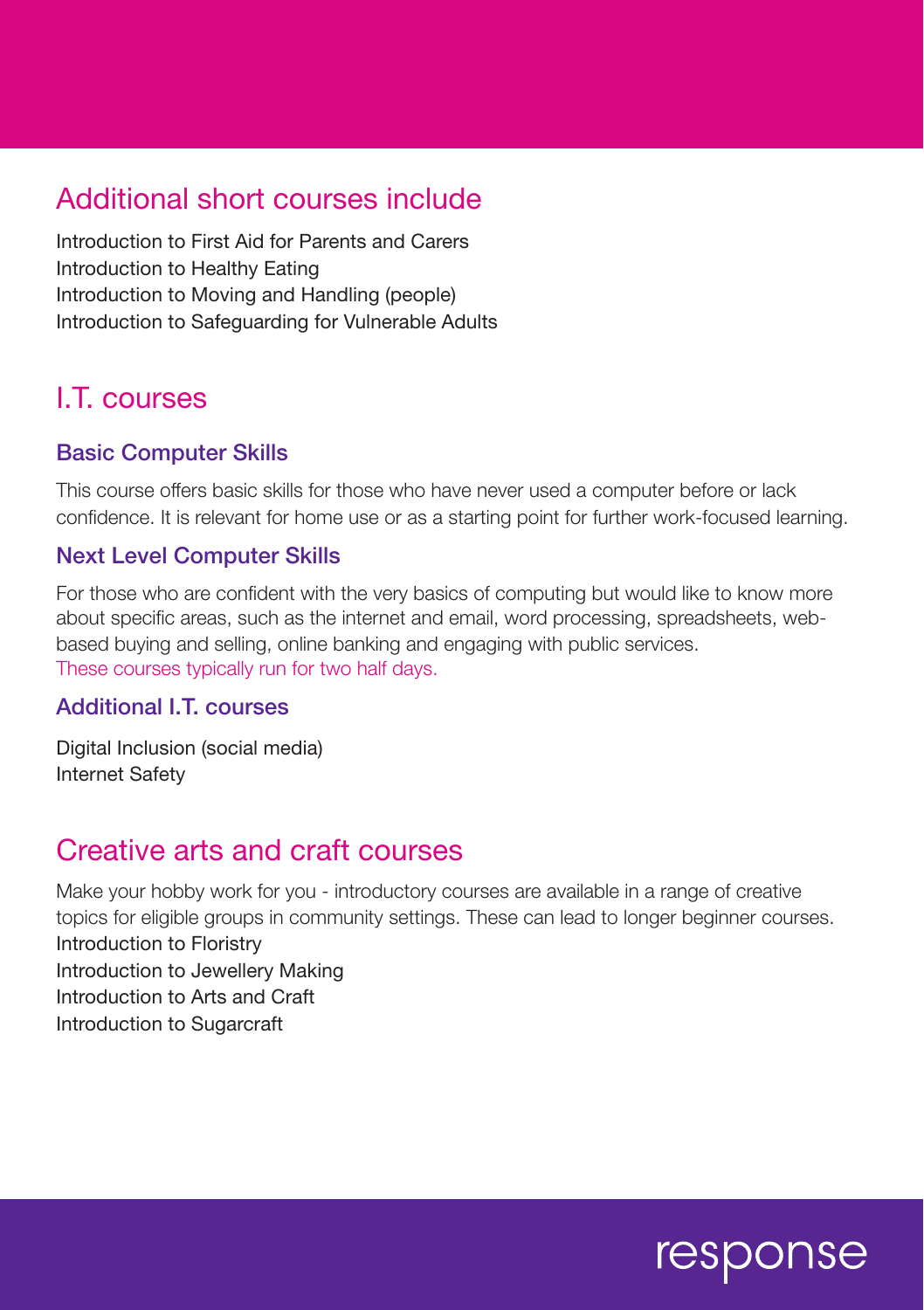## Additional short courses include

Introduction to First Aid for Parents and Carers
Introduction to Healthy Eating
Introduction to Moving and Handling (people)
Introduction to Safeguarding for Vulnerable Adults

## I.T. courses

### Basic Computer Skills

This course offers basic skills for those who have never used a computer before or lack confidence. It is relevant for home use or as a starting point for further work-focused learning.

### Next Level Computer Skills

For those who are confident with the very basics of computing but would like to know more about specific areas, such as the internet and email, word processing, spreadsheets, web-based buying and selling, online banking and engaging with public services.
These courses typically run for two half days.

### Additional I.T. courses

Digital Inclusion (social media)
Internet Safety

## Creative arts and craft courses

Make your hobby work for you - introductory courses are available in a range of creative topics for eligible groups in community settings. These can lead to longer beginner courses.
Introduction to Floristry
Introduction to Jewellery Making
Introduction to Arts and Craft
Introduction to Sugarcraft

response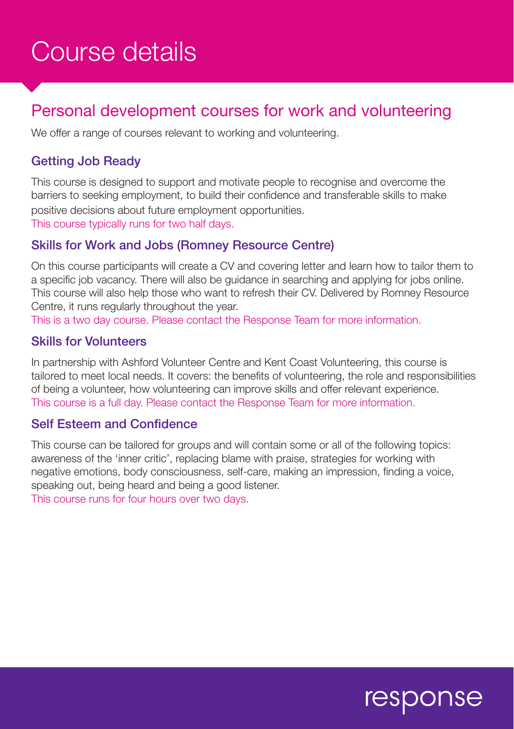# Course details

## Personal development courses for work and volunteering

We offer a range of courses relevant to working and volunteering.

### Getting Job Ready

This course is designed to support and motivate people to recognise and overcome the barriers to seeking employment, to build their confidence and transferable skills to make positive decisions about future employment opportunities.
This course typically runs for two half days.

### Skills for Work and Jobs (Romney Resource Centre)

On this course participants will create a CV and covering letter and learn how to tailor them to a specific job vacancy. There will also be guidance in searching and applying for jobs online. This course will also help those who want to refresh their CV. Delivered by Romney Resource Centre, it runs regularly throughout the year.
This is a two day course. Please contact the Response Team for more information.

### Skills for Volunteers

In partnership with Ashford Volunteer Centre and Kent Coast Volunteering, this course is tailored to meet local needs. It covers: the benefits of volunteering, the role and responsibilities of being a volunteer, how volunteering can improve skills and offer relevant experience.
This course is a full day. Please contact the Response Team for more information.

### Self Esteem and Confidence

This course can be tailored for groups and will contain some or all of the following topics: awareness of the 'inner critic', replacing blame with praise, strategies for working with negative emotions, body consciousness, self-care, making an impression, finding a voice, speaking out, being heard and being a good listener.
This course runs for four hours over two days.

response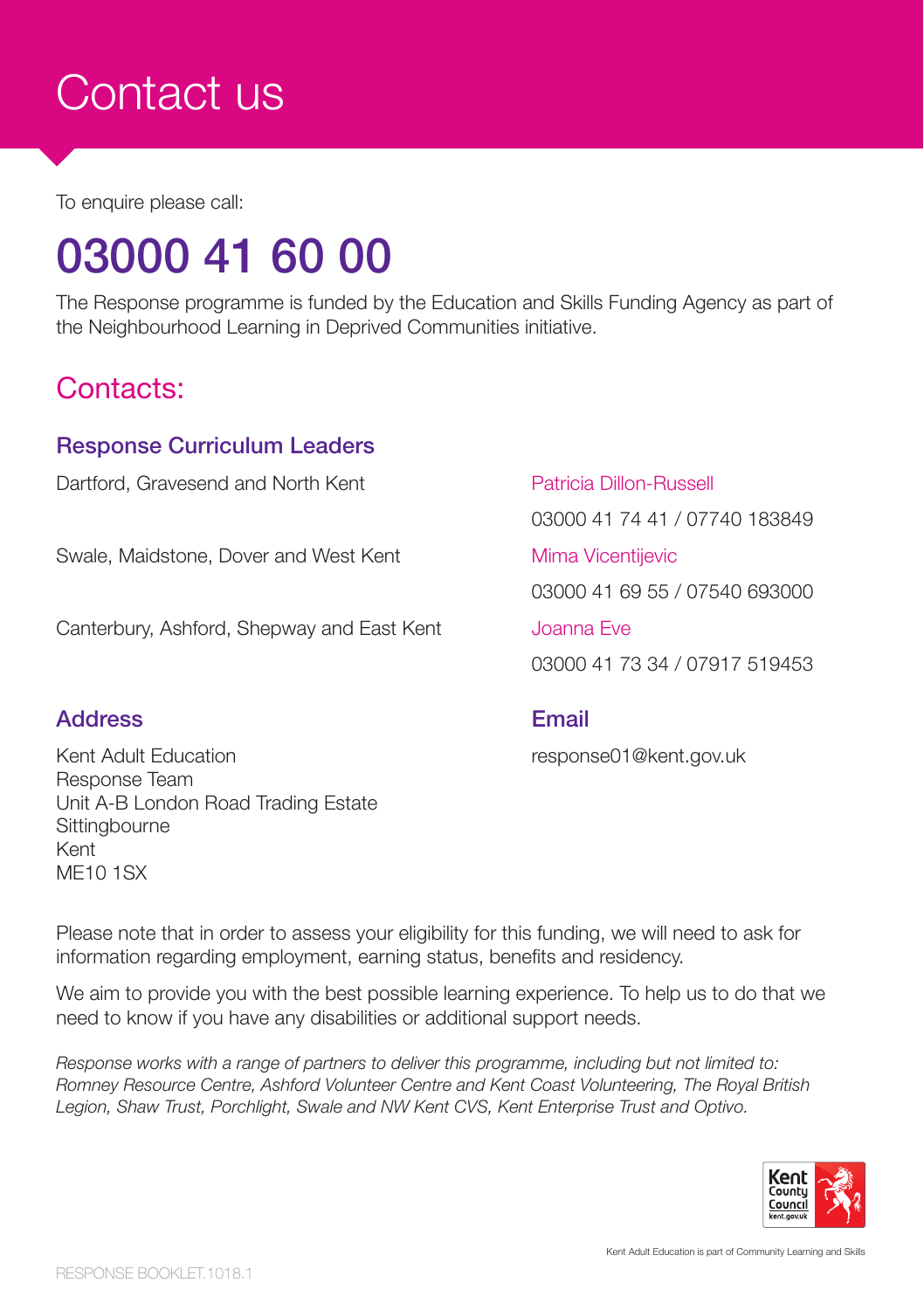# Contact us

To enquire please call:

## 03000 41 60 00

The Response programme is funded by the Education and Skills Funding Agency as part of the Neighbourhood Learning in Deprived Communities initiative.

## Contacts:

### Response Curriculum Leaders

| | |
|---|---|
| Dartford, Gravesend and North Kent | Patricia Dillon-Russell<br>03000 41 74 41 / 07740 183849 |
| Swale, Maidstone, Dover and West Kent | Mima Vicentijevic<br>03000 41 69 55 / 07540 693000 |
| Canterbury, Ashford, Shepway and East Kent | Joanna Eve<br>03000 41 73 34 / 07917 519453 |

### Address

Kent Adult Education
Response Team
Unit A-B London Road Trading Estate
Sittingbourne
Kent
ME10 1SX

### Email

response01@kent.gov.uk

Please note that in order to assess your eligibility for this funding, we will need to ask for information regarding employment, earning status, benefits and residency.

We aim to provide you with the best possible learning experience. To help us to do that we need to know if you have any disabilities or additional support needs.

*Response works with a range of partners to deliver this programme, including but not limited to: Romney Resource Centre, Ashford Volunteer Centre and Kent Coast Volunteering, The Royal British Legion, Shaw Trust, Porchlight, Swale and NW Kent CVS, Kent Enterprise Trust and Optivo.*

Kent County Council
kent.gov.uk

Kent Adult Education is part of Community Learning and Skills

RESPONSE BOOKLET.1018.1